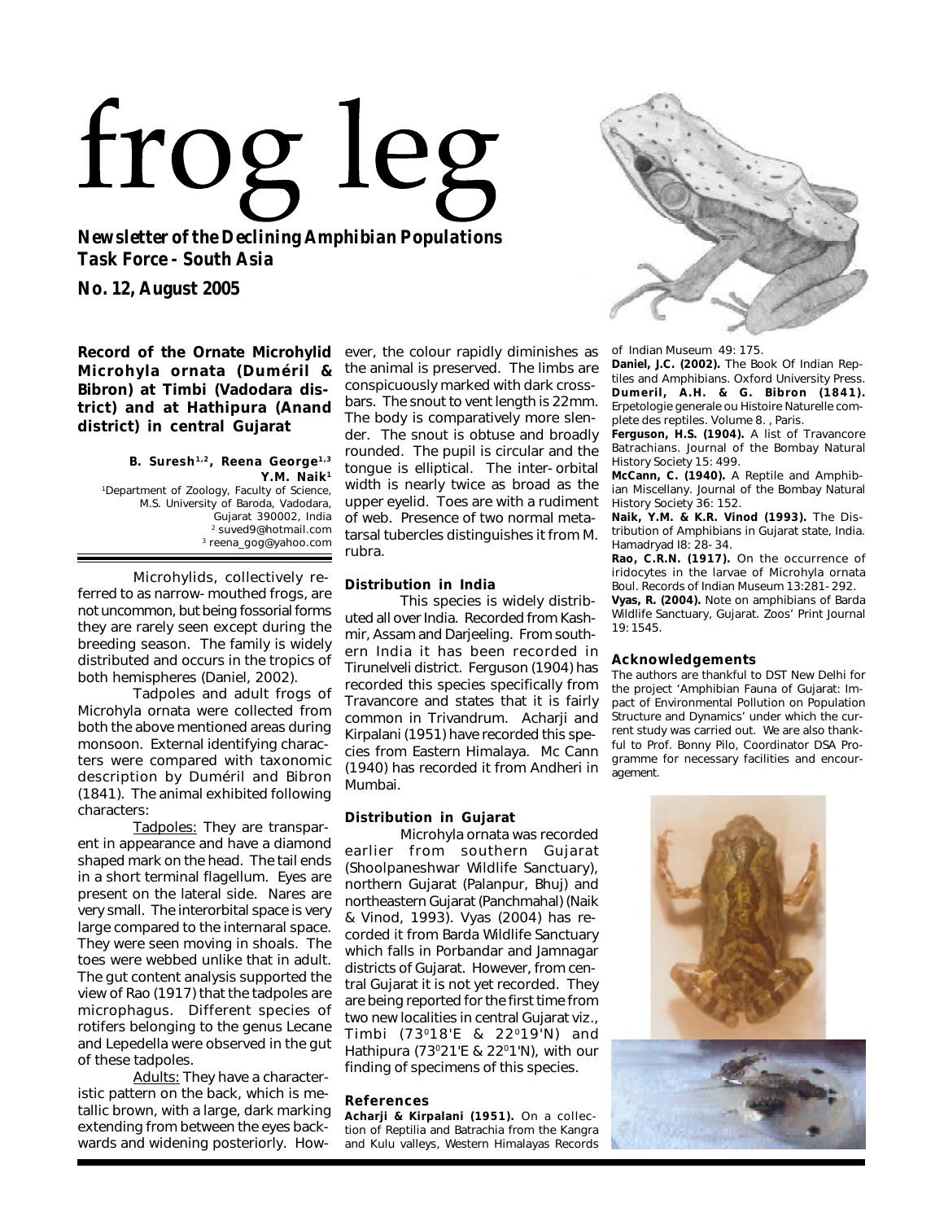# frog leg

***Newsletter of the Declining Amphibian Populations Task Force - South Asia***

***No. 12, August 2005***

## Record of the Ornate Microhylid *Microhyla ornata* (Duméril & Bibron) at Timbi (Vadodara district) and at Hathipura (Anand district) in central Gujarat

**B. Suresh[1,2], Reena George[1,3] Y.M. Naik[1]**

[1]Department of Zoology, Faculty of Science, M.S. University of Baroda, Vadodara, Gujarat 390002, India
[2] suved9@hotmail.com
[3] reena_gog@yahoo.com

Microhylids, collectively referred to as narrow-mouthed frogs, are not uncommon, but being fossorial forms they are rarely seen except during the breeding season. The family is widely distributed and occurs in the tropics of both hemispheres (Daniel, 2002).

Tadpoles and adult frogs of *Microhyla ornata* were collected from both the above mentioned areas during monsoon. External identifying characters were compared with taxonomic description by Duméril and Bibron (1841). The animal exhibited following characters:

Tadpoles: They are transparent in appearance and have a diamond shaped mark on the head. The tail ends in a short terminal flagellum. Eyes are present on the lateral side. Nares are very small. The interorbital space is very large compared to the internaral space. They were seen moving in shoals. The toes were webbed unlike that in adult. The gut content analysis supported the view of Rao (1917) that the tadpoles are microphagus. Different species of rotifers belonging to the genus *Lecane* and *Lepedella* were observed in the gut of these tadpoles.

Adults: They have a characteristic pattern on the back, which is metallic brown, with a large, dark marking extending from between the eyes backwards and widening posteriorly. However, the colour rapidly diminishes as the animal is preserved. The limbs are conspicuously marked with dark crossbars. The snout to vent length is 22mm. The body is comparatively more slender. The snout is obtuse and broadly rounded. The pupil is circular and the tongue is elliptical. The inter-orbital width is nearly twice as broad as the upper eyelid. Toes are with a rudiment of web. Presence of two normal metatarsal tubercles distinguishes it from *M. rubra*.

### Distribution in India

This species is widely distributed all over India. Recorded from Kashmir, Assam and Darjeeling. From southern India it has been recorded in Tirunelveli district. Ferguson (1904) has recorded this species specifically from Travancore and states that it is fairly common in Trivandrum. Acharji and Kirpalani (1951) have recorded this species from Eastern Himalaya. Mc Cann (1940) has recorded it from Andheri in Mumbai.

### Distribution in Gujarat

*Microhyla ornata* was recorded earlier from southern Gujarat (Shoolpaneshwar Wildlife Sanctuary), northern Gujarat (Palanpur, Bhuj) and northeastern Gujarat (Panchmahal) (Naik & Vinod, 1993). Vyas (2004) has recorded it from Barda Wildlife Sanctuary which falls in Porbandar and Jamnagar districts of Gujarat. However, from central Gujarat it is not yet recorded. They are being reported for the first time from two new localities in central Gujarat viz., Timbi ($73^0$18'E & $22^0$19'N) and Hathipura ($73^0$21'E & $22^0$1'N), with our finding of specimens of this species.

### References

**Acharji & Kirpalani (1951).** On a collection of Reptilia and Batrachia from the Kangra and Kulu valleys, Western Himalayas Records of Indian Museum 49: 175.

**Daniel, J.C. (2002).** The Book Of Indian Reptiles and Amphibians. Oxford University Press.

**Dumeril, A.H. & G. Bibron (1841).** Erpetologie generale ou Histoire Naturelle complete des reptiles. Volume 8. , Paris.

**Ferguson, H.S. (1904).** A list of Travancore Batrachians. Journal of the Bombay Natural History Society 15: 499.

**McCann, C. (1940).** A Reptile and Amphibian Miscellany. Journal of the Bombay Natural History Society 36: 152.

**Naik, Y.M. & K.R. Vinod (1993).** The Distribution of Amphibians in Gujarat state, India. Hamadryad I8: 28-34.

**Rao, C.R.N. (1917).** On the occurrence of iridocytes in the larvae of *Microhyla ornata* Boul. Records of Indian Museum 13:281-292.

**Vyas, R. (2004).** Note on amphibians of Barda Wildlife Sanctuary, Gujarat. Zoos' Print Journal 19: 1545.

### Acknowledgements

The authors are thankful to DST New Delhi for the project 'Amphibian Fauna of Gujarat: Impact of Environmental Pollution on Population Structure and Dynamics' under which the current study was carried out. We are also thankful to Prof. Bonny Pilo, Coordinator DSA Programme for necessary facilities and encouragement.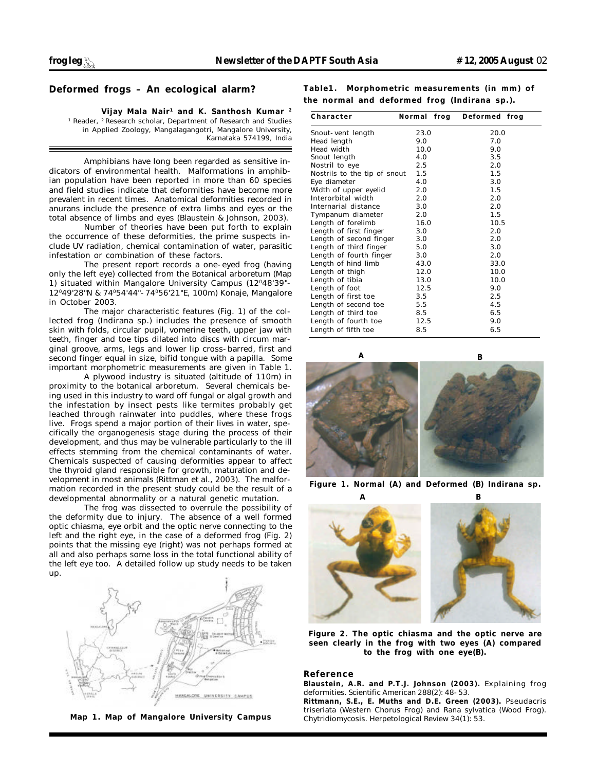## Deformed frogs – An ecological alarm?

**Vijay Mala Nair[1] and K. Santhosh Kumar [2]**

[1] Reader, [2] Research scholar, Department of Research and Studies in Applied Zoology, Mangalagangotri, Mangalore University, Karnataka 574199, India

Amphibians have long been regarded as sensitive indicators of environmental health. Malformations in amphibian population have been reported in more than 60 species and field studies indicate that deformities have become more prevalent in recent times. Anatomical deformities recorded in anurans include the presence of extra limbs and eyes or the total absence of limbs and eyes (Blaustein & Johnson, 2003).

Number of theories have been put forth to explain the occurrence of these deformities, the prime suspects include UV radiation, chemical contamination of water, parasitic infestation or combination of these factors.

The present report records a one-eyed frog (having only the left eye) collected from the Botanical arboretum (Map 1) situated within Mangalore University Campus ($12^0$48'39"-$12^0$49'28"N & $74^0$54'44"-$74^0$56'21"E, 100m) Konaje, Mangalore in October 2003.

The major characteristic features (Fig. 1) of the collected frog (*Indirana* sp.) includes the presence of smooth skin with folds, circular pupil, vomerine teeth, upper jaw with teeth, finger and toe tips dilated into discs with circum marginal groove, arms, legs and lower lip cross-barred, first and second finger equal in size, bifid tongue with a papilla. Some important morphometric measurements are given in Table 1.

A plywood industry is situated (altitude of 110m) in proximity to the botanical arboretum. Several chemicals being used in this industry to ward off fungal or algal growth and the infestation by insect pests like termites probably get leached through rainwater into puddles, where these frogs live. Frogs spend a major portion of their lives in water, specifically the organogenesis stage during the process of their development, and thus may be vulnerable particularly to the ill effects stemming from the chemical contaminants of water. Chemicals suspected of causing deformities appear to affect the thyroid gland responsible for growth, maturation and development in most animals (Rittman et al., 2003). The malformation recorded in the present study could be the result of a developmental abnormality or a natural genetic mutation.

The frog was dissected to overrule the possibility of the deformity due to injury. The absence of a well formed optic chiasma, eye orbit and the optic nerve connecting to the left and the right eye, in the case of a deformed frog (Fig. 2) points that the missing eye (right) was not perhaps formed at all and also perhaps some loss in the total functional ability of the left eye too. A detailed follow up study needs to be taken up.

**Map 1. Map of Mangalore University Campus**

**Table1. Morphometric measurements (in mm) of the normal and deformed frog (*Indirana* sp.).**

| Character | Normal frog | Deformed frog |
|---|---|---|
| Snout-vent length | 23.0 | 20.0 |
| Head length | 9.0 | 7.0 |
| Head width | 10.0 | 9.0 |
| Snout length | 4.0 | 3.5 |
| Nostril to eye | 2.5 | 2.0 |
| Nostrils to the tip of snout | 1.5 | 1.5 |
| Eye diameter | 4.0 | 3.0 |
| Width of upper eyelid | 2.0 | 1.5 |
| Interorbital width | 2.0 | 2.0 |
| Internarial distance | 3.0 | 2.0 |
| Tympanum diameter | 2.0 | 1.5 |
| Length of forelimb | 16.0 | 10.5 |
| Length of first finger | 3.0 | 2.0 |
| Length of second finger | 3.0 | 2.0 |
| Length of third finger | 5.0 | 3.0 |
| Length of fourth finger | 3.0 | 2.0 |
| Length of hind limb | 43.0 | 33.0 |
| Length of thigh | 12.0 | 10.0 |
| Length of tibia | 13.0 | 10.0 |
| Length of foot | 12.5 | 9.0 |
| Length of first toe | 3.5 | 2.5 |
| Length of second toe | 5.5 | 4.5 |
| Length of third toe | 8.5 | 6.5 |
| Length of fourth toe | 12.5 | 9.0 |
| Length of fifth toe | 8.5 | 6.5 |

**Figure 1. Normal (A) and Deformed (B) *Indirana* sp.**

**Figure 2. The optic chiasma and the optic nerve are seen clearly in the frog with two eyes (A) compared to the frog with one eye(B).**

### Reference

**Blaustein, A.R. and P.T.J. Johnson (2003).** Explaining frog deformities. *Scientific American* 288(2): 48-53.

**Rittmann, S.E., E. Muths and D.E. Green (2003).** *Pseudacris triseriata* (Western Chorus Frog) and *Rana sylvatica* (Wood Frog). Chytridiomycosis. *Herpetological Review* 34(1): 53.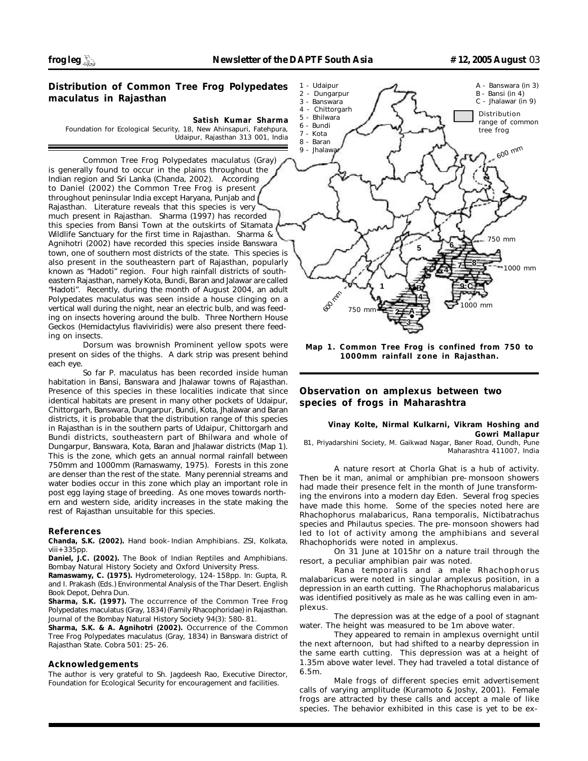## Distribution of Common Tree Frog *Polypedates maculatus* in Rajasthan

**Satish Kumar Sharma**

Foundation for Ecological Security, 18, New Ahinsapuri, Fatehpura, Udaipur, Rajasthan 313 001, India

Common Tree Frog *Polypedates maculatus* (Gray) is generally found to occur in the plains throughout the Indian region and Sri Lanka (Chanda, 2002). According to Daniel (2002) the Common Tree Frog is present throughout peninsular India except Haryana, Punjab and Rajasthan. Literature reveals that this species is very much present in Rajasthan. Sharma (1997) has recorded this species from Bansi Town at the outskirts of Sitamata Wildlife Sanctuary for the first time in Rajasthan. Sharma & Agnihotri (2002) have recorded this species inside Banswara town, one of southern most districts of the state. This species is also present in the southeastern part of Rajasthan, popularly known as "Hadoti" region. Four high rainfall districts of southeastern Rajasthan, namely Kota, Bundi, Baran and Jalawar are called "Hadoti". Recently, during the month of August 2004, an adult *Polypedates maculatus* was seen inside a house clinging on a vertical wall during the night, near an electric bulb, and was feeding on insects hovering around the bulb. Three Northern House Geckos (*Hemidactylus flaviviridis*) were also present there feeding on insects.

Dorsum was brownish Prominent yellow spots were present on sides of the thighs. A dark strip was present behind each eye.

So far *P. maculatus* has been recorded inside human habitation in Bansi, Banswara and Jhalawar towns of Rajasthan. Presence of this species in these localities indicate that since identical habitats are present in many other pockets of Udaipur, Chittorgarh, Banswara, Dungarpur, Bundi, Kota, Jhalawar and Baran districts, it is probable that the distribution range of this species in Rajasthan is in the southern parts of Udaipur, Chittorgarh and Bundi districts, southeastern part of Bhilwara and whole of Dungarpur, Banswara, Kota, Baran and Jhalawar districts (Map 1). This is the zone, which gets an annual normal rainfall between 750mm and 1000mm (Ramaswamy, 1975). Forests in this zone are denser than the rest of the state. Many perennial streams and water bodies occur in this zone which play an important role in post egg laying stage of breeding. As one moves towards northern and western side, aridity increases in the state making the rest of Rajasthan unsuitable for this species.

1 - Udaipur
2 - Dungarpur
3 - Banswara
4 - Chittorgarh
5 - Bhilwara
6 - Bundi
7 - Kota
8 - Baran
9 - Jhalawar

A - Banswara (in 3)
B - Bansi (in 4)
C - Jhalawar (in 9)

Distribution range of common tree frog

**Map 1. Common Tree Frog is confined from 750 to 1000mm rainfall zone in Rajasthan.**

### References

**Chanda, S.K. (2002).** Hand book- Indian Amphibians. ZSI, Kolkata, viii+335pp.

**Daniel, J.C. (2002).** The Book of Indian Reptiles and Amphibians. Bombay Natural History Society and Oxford University Press.

**Ramaswamy, C. (1975).** Hydrometerology, 124-158pp. In: Gupta, R. and I. Prakash (Eds.) Environmental Analysis of the Thar Desert. English Book Depot, Dehra Dun.

**Sharma, S.K. (1997).** The occurrence of the Common Tree Frog *Polypedates maculatus* (Gray, 1834) (Family Rhacophoridae) in Rajasthan. Journal of the Bombay Natural History Society 94(3): 580-81.

**Sharma, S.K. & A. Agnihotri (2002).** Occurrence of the Common Tree Frog *Polypedates maculatus* (Gray, 1834) in Banswara district of Rajasthan State. Cobra 501: 25-26.

### Acknowledgements

The author is very grateful to Sh. Jagdeesh Rao, Executive Director, Foundation for Ecological Security for encouragement and facilities.

## Observation on amplexus between two species of frogs in Maharashtra

**Vinay Kolte, Nirmal Kulkarni, Vikram Hoshing and Gowri Mallapur**

B1, Priyadarshini Society, M. Gaikwad Nagar, Baner Road, Oundh, Pune Maharashtra 411007, India

A nature resort at Chorla Ghat is a hub of activity. Then be it man, animal or amphibian pre-monsoon showers had made their presence felt in the month of June transforming the environs into a modern day Eden. Several frog species have made this home. Some of the species noted here are *Rhachophorus malabaricus*, *Rana temporalis*, *Nictibatrachus* species and *Philautus* species. The pre-monsoon showers had led to lot of activity among the amphibians and several Rhachophorids were noted in amplexus.

On 31 June at 1015hr on a nature trail through the resort, a peculiar amphibian pair was noted.

*Rana temporalis* and a male *Rhachophorus malabaricus* were noted in singular amplexus position, in a depression in an earth cutting. The *Rhachophorus malabaricus* was identified positively as male as he was calling even in amplexus.

The depression was at the edge of a pool of stagnant water. The height was measured to be 1m above water.

They appeared to remain in amplexus overnight until the next afternoon, but had shifted to a nearby depression in the same earth cutting. This depression was at a height of 1.35m above water level. They had traveled a total distance of 6.5m.

Male frogs of different species emit advertisement calls of varying amplitude (Kuramoto & Joshy, 2001). Female frogs are attracted by these calls and accept a male of like species. The behavior exhibited in this case is yet to be ex-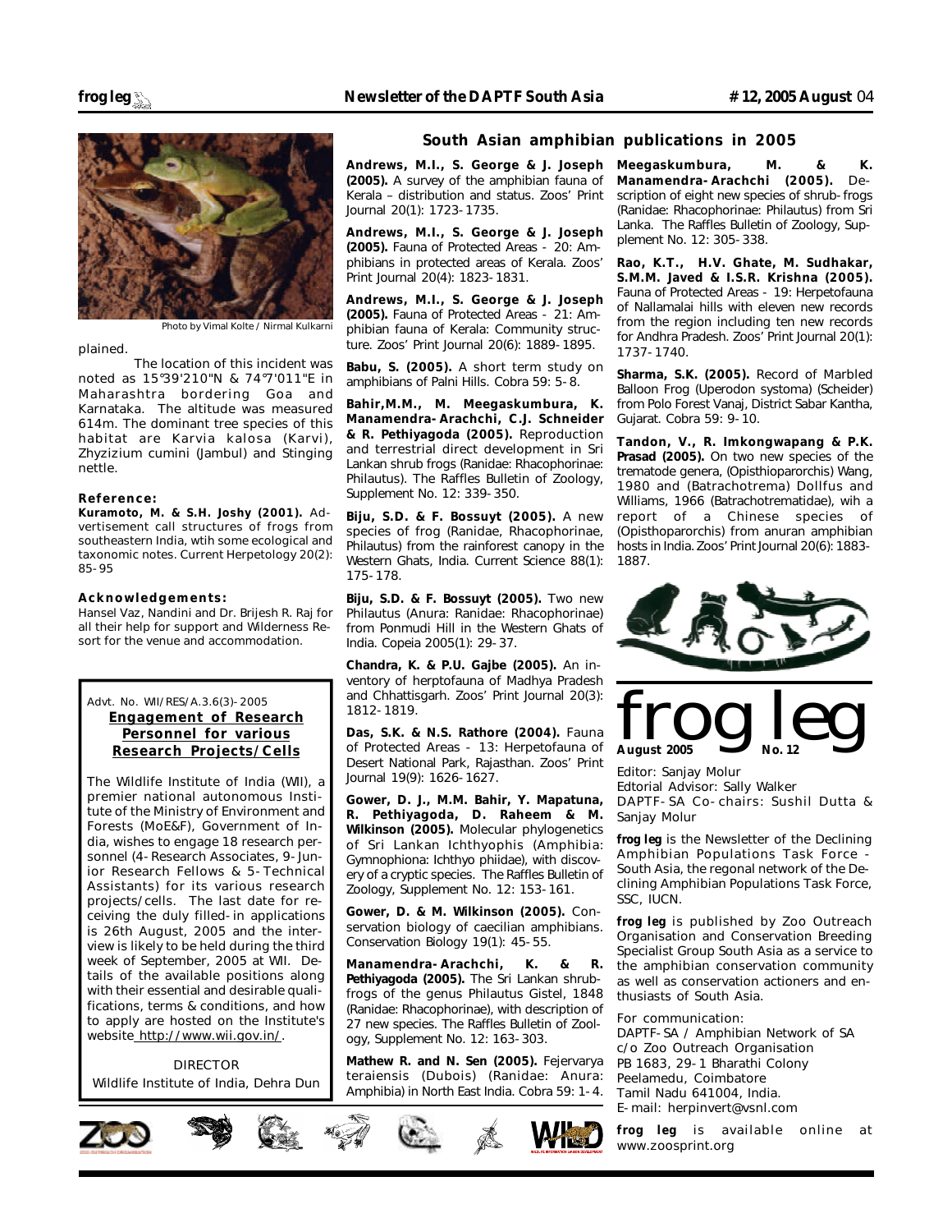Photo by Vimal Kolte / Nirmal Kulkarni

plained.

The location of this incident was noted as 15°39'210"N & 74°7'011"E in Maharashtra bordering Goa and Karnataka. The altitude was measured 614m. The dominant tree species of this habitat are Karvia kalosa (Karvi), Zhyzizium cumini (Jambul) and Stinging nettle.

**Reference:**

**Kuramoto, M. & S.H. Joshy (2001).** Advertisement call structures of frogs from southeastern India, wtih some ecological and taxonomic notes. Current Herpetology 20(2): 85-95

**Acknowledgements:**

Hansel Vaz, Nandini and Dr. Brijesh R. Raj for all their help for support and Wilderness Resort for the venue and accommodation.

Advt. No. WII/RES/A.3.6(3)-2005

**Engagement of Research Personnel for various Research Projects/Cells**

The Wildlife Institute of India (WII), a premier national autonomous Institute of the Ministry of Environment and Forests (MoE&F), Government of India, wishes to engage 18 research personnel (4-Research Associates, 9-Junior Research Fellows & 5-Technical Assistants) for its various research projects/cells. The last date for receiving the duly filled-in applications is 26th August, 2005 and the interview is likely to be held during the third week of September, 2005 at WII. Details of the available positions along with their essential and desirable qualifications, terms & conditions, and how to apply are hosted on the Institute's website http://www.wii.gov.in/.

DIRECTOR
Wildlife Institute of India, Dehra Dun

## South Asian amphibian publications in 2005

**Andrews, M.I., S. George & J. Joseph (2005).** A survey of the amphibian fauna of Kerala – distribution and status. Zoos' Print Journal 20(1): 1723-1735.

**Andrews, M.I., S. George & J. Joseph (2005).** Fauna of Protected Areas - 20: Amphibians in protected areas of Kerala. Zoos' Print Journal 20(4): 1823-1831.

**Andrews, M.I., S. George & J. Joseph (2005).** Fauna of Protected Areas - 21: Amphibian fauna of Kerala: Community structure. Zoos' Print Journal 20(6): 1889-1895.

**Babu, S. (2005).** A short term study on amphibians of Palni Hills. Cobra 59: 5-8.

**Bahir,M.M., M. Meegaskumbura, K. Manamendra-Arachchi, C.J. Schneider & R. Pethiyagoda (2005).** Reproduction and terrestrial direct development in Sri Lankan shrub frogs (Ranidae: Rhacophorinae: Philautus). The Raffles Bulletin of Zoology, Supplement No. 12: 339-350.

**Biju, S.D. & F. Bossuyt (2005).** A new species of frog (Ranidae, Rhacophorinae, Philautus) from the rainforest canopy in the Western Ghats, India. Current Science 88(1): 175-178.

**Biju, S.D. & F. Bossuyt (2005).** Two new Philautus (Anura: Ranidae: Rhacophorinae) from Ponmudi Hill in the Western Ghats of India. Copeia 2005(1): 29-37.

**Chandra, K. & P.U. Gajbe (2005).** An inventory of herptofauna of Madhya Pradesh and Chhattisgarh. Zoos' Print Journal 20(3): 1812-1819.

**Das, S.K. & N.S. Rathore (2004).** Fauna of Protected Areas - 13: Herpetofauna of Desert National Park, Rajasthan. Zoos' Print Journal 19(9): 1626-1627.

**Gower, D. J., M.M. Bahir, Y. Mapatuna, R. Pethiyagoda, D. Raheem & M. Wilkinson (2005).** Molecular phylogenetics of Sri Lankan Ichthyophis (Amphibia: Gymnophiona: Ichthyo phiidae), with discovery of a cryptic species. The Raffles Bulletin of Zoology, Supplement No. 12: 153-161.

**Gower, D. & M. Wilkinson (2005).** Conservation biology of caecilian amphibians. Conservation Biology 19(1): 45-55.

**Manamendra-Arachchi, K. & R. Pethiyagoda (2005).** The Sri Lankan shrub-frogs of the genus Philautus Gistel, 1848 (Ranidae: Rhacophorinae), with description of 27 new species. The Raffles Bulletin of Zoology, Supplement No. 12: 163-303.

**Mathew R. and N. Sen (2005).** Fejervarya teraiensis (Dubois) (Ranidae: Anura: Amphibia) in North East India. Cobra 59: 1-4.

**Meegaskumbura, M. & K. Manamendra-Arachchi (2005).** Description of eight new species of shrub-frogs (Ranidae: Rhacophorinae: Philautus) from Sri Lanka. The Raffles Bulletin of Zoology, Supplement No. 12: 305-338.

**Rao, K.T., H.V. Ghate, M. Sudhakar, S.M.M. Javed & I.S.R. Krishna (2005).** Fauna of Protected Areas - 19: Herpetofauna of Nallamalai hills with eleven new records from the region including ten new records for Andhra Pradesh. Zoos' Print Journal 20(1): 1737-1740.

**Sharma, S.K. (2005).** Record of Marbled Balloon Frog (Uperodon systoma) (Scheider) from Polo Forest Vanaj, District Sabar Kantha, Gujarat. Cobra 59: 9-10.

**Tandon, V., R. Imkongwapang & P.K. Prasad (2005).** On two new species of the trematode genera, (Opisthioparorchis) Wang, 1980 and (Batrachotrema) Dollfus and Williams, 1966 (Batrachotrematidae), wih a report of a Chinese species of (Opisthoparorchis) from anuran amphibian hosts in India. Zoos' Print Journal 20(6): 1883-1887.

# frog leg

**August 2005** **No. 12**

Editor: Sanjay Molur
Edtorial Advisor: Sally Walker
DAPTF-SA Co-chairs: Sushil Dutta & Sanjay Molur

**frog leg** is the Newsletter of the Declining Amphibian Populations Task Force - South Asia, the regonal network of the Declining Amphibian Populations Task Force, SSC, IUCN.

**frog leg** is published by Zoo Outreach Organisation and Conservation Breeding Specialist Group South Asia as a service to the amphibian conservation community as well as conservation actioners and enthusiasts of South Asia.

For communication:
DAPTF-SA / Amphibian Network of SA
c/o Zoo Outreach Organisation
PB 1683, 29-1 Bharathi Colony
Peelamedu, Coimbatore
Tamil Nadu 641004, India.
E-mail: herpinvert@vsnl.com

**frog leg** is available online at www.zoosprint.org